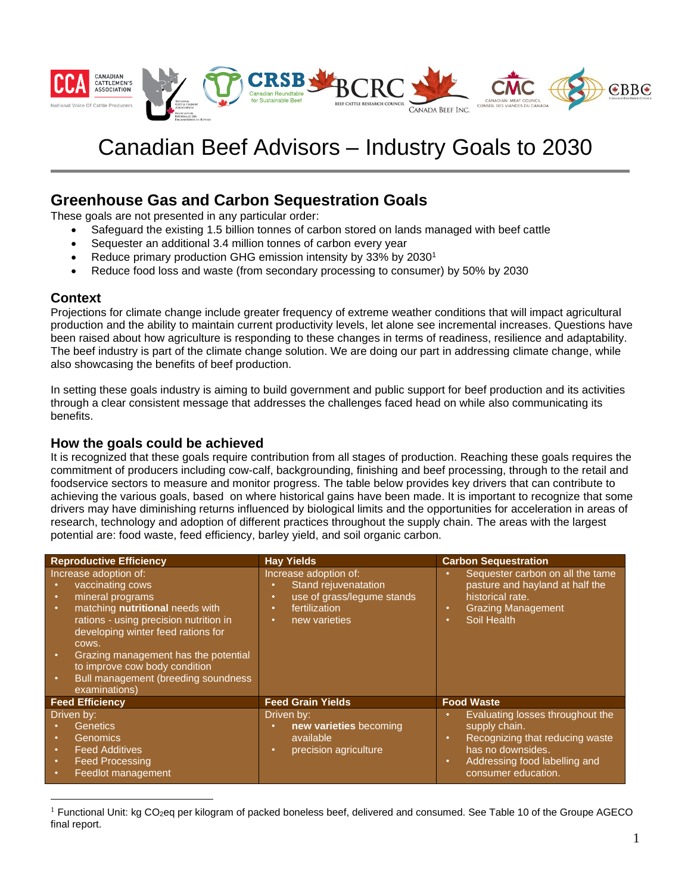# Canadian Beef Advisors – Industry Goals to 2030

## Greenhouse Gas and Carbon Sequestration Goals

These goals are not presented in any particular order:

- Safeguard the existing 1.5 billion tonnes of carbon stored on lands managed with beef cattle
- Sequester an additional 3.4 million tonnes of carbon every year
- Reduce primary production GHG emission intensity by 33% by 2030[1]
- Reduce food loss and waste (from secondary processing to consumer) by 50% by 2030

### Context

Projections for climate change include greater frequency of extreme weather conditions that will impact agricultural production and the ability to maintain current productivity levels, let alone see incremental increases. Questions have been raised about how agriculture is responding to these changes in terms of readiness, resilience and adaptability. The beef industry is part of the climate change solution. We are doing our part in addressing climate change, while also showcasing the benefits of beef production.

In setting these goals industry is aiming to build government and public support for beef production and its activities through a clear consistent message that addresses the challenges faced head on while also communicating its benefits.

### How the goals could be achieved

It is recognized that these goals require contribution from all stages of production. Reaching these goals requires the commitment of producers including cow-calf, backgrounding, finishing and beef processing, through to the retail and foodservice sectors to measure and monitor progress. The table below provides key drivers that can contribute to achieving the various goals, based on where historical gains have been made. It is important to recognize that some drivers may have diminishing returns influenced by biological limits and the opportunities for acceleration in areas of research, technology and adoption of different practices throughout the supply chain. The areas with the largest potential are: food waste, feed efficiency, barley yield, and soil organic carbon.

| Reproductive Efficiency | Hay Yields | Carbon Sequestration |
|---|---|---|
| Increase adoption of:<br>• vaccinating cows<br>• mineral programs<br>• matching **nutritional** needs with rations - using precision nutrition in developing winter feed rations for cows.<br>• Grazing management has the potential to improve cow body condition<br>• Bull management (breeding soundness examinations) | Increase adoption of:<br>• Stand rejuvenatation<br>• use of grass/legume stands<br>• fertilization<br>• new varieties | • Sequester carbon on all the tame pasture and hayland at half the historical rate.<br>• Grazing Management<br>• Soil Health |
| **Feed Efficiency** | **Feed Grain Yields** | **Food Waste** |
| Driven by:<br>• Genetics<br>• Genomics<br>• Feed Additives<br>• Feed Processing<br>• Feedlot management | Driven by:<br>• **new varieties** becoming available<br>• precision agriculture | • Evaluating losses throughout the supply chain.<br>• Recognizing that reducing waste has no downsides.<br>• Addressing food labelling and consumer education. |

[1] Functional Unit: kg $CO_2$eq per kilogram of packed boneless beef, delivered and consumed. See Table 10 of the Groupe AGECO final report.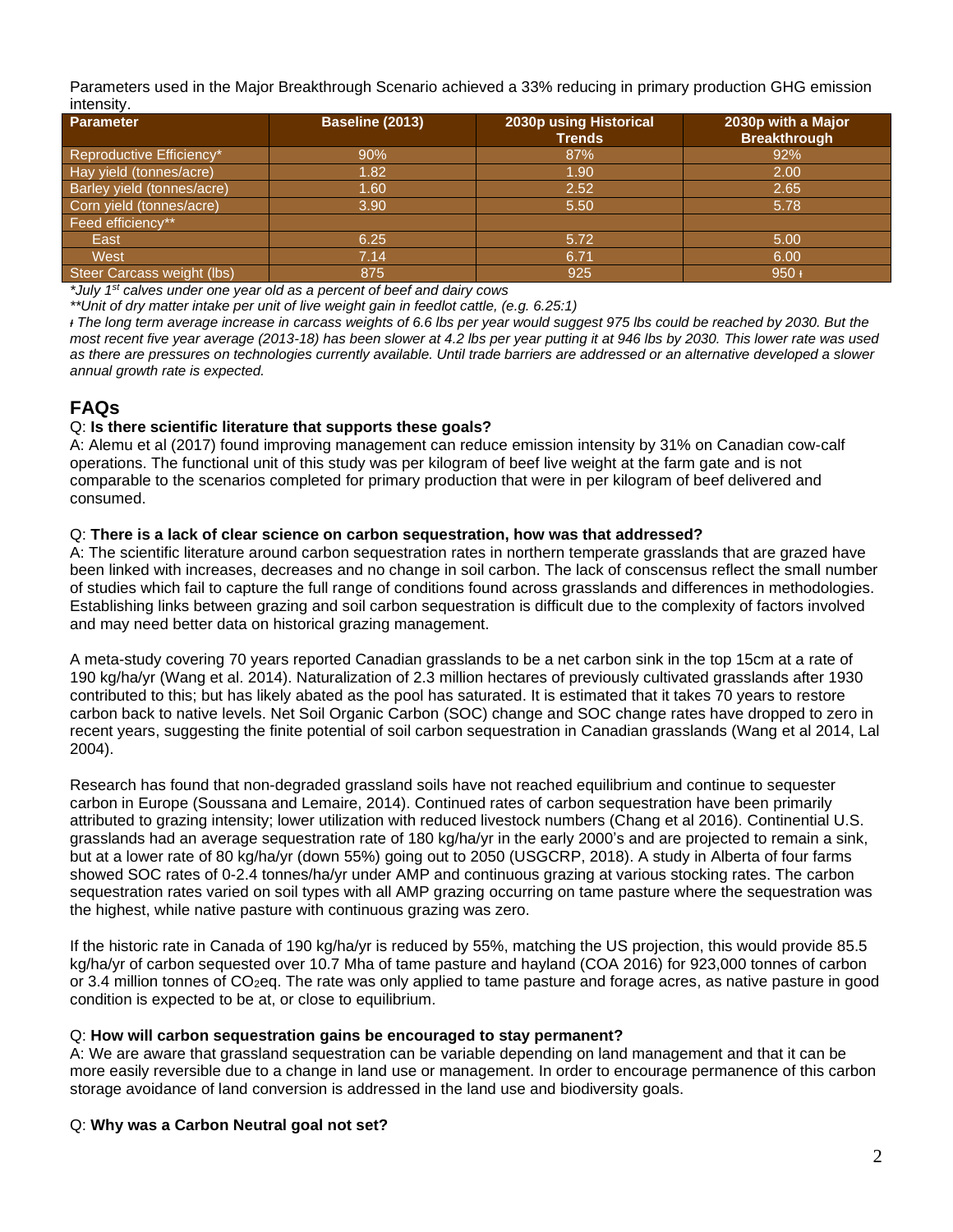Parameters used in the Major Breakthrough Scenario achieved a 33% reducing in primary production GHG emission intensity.

| Parameter | Baseline (2013) | 2030p using Historical Trends | 2030p with a Major Breakthrough |
|---|---|---|---|
| Reproductive Efficiency* | 90% | 87% | 92% |
| Hay yield (tonnes/acre) | 1.82 | 1.90 | 2.00 |
| Barley yield (tonnes/acre) | 1.60 | 2.52 | 2.65 |
| Corn yield (tonnes/acre) | 3.90 | 5.50 | 5.78 |
| Feed efficiency** | | | |
| East | 6.25 | 5.72 | 5.00 |
| West | 7.14 | 6.71 | 6.00 |
| Steer Carcass weight (lbs) | 875 | 925 | 950 ᵻ |

*\*July 1st calves under one year old as a percent of beef and dairy cows*

*\*\*Unit of dry matter intake per unit of live weight gain in feedlot cattle, (e.g. 6.25:1)*

*ᵻ The long term average increase in carcass weights of 6.6 lbs per year would suggest 975 lbs could be reached by 2030. But the most recent five year average (2013-18) has been slower at 4.2 lbs per year putting it at 946 lbs by 2030. This lower rate was used as there are pressures on technologies currently available. Until trade barriers are addressed or an alternative developed a slower annual growth rate is expected.*

## FAQs

Q: **Is there scientific literature that supports these goals?**

A: Alemu et al (2017) found improving management can reduce emission intensity by 31% on Canadian cow-calf operations. The functional unit of this study was per kilogram of beef live weight at the farm gate and is not comparable to the scenarios completed for primary production that were in per kilogram of beef delivered and consumed.

Q: **There is a lack of clear science on carbon sequestration, how was that addressed?**

A: The scientific literature around carbon sequestration rates in northern temperate grasslands that are grazed have been linked with increases, decreases and no change in soil carbon. The lack of conscensus reflect the small number of studies which fail to capture the full range of conditions found across grasslands and differences in methodologies. Establishing links between grazing and soil carbon sequestration is difficult due to the complexity of factors involved and may need better data on historical grazing management.

A meta-study covering 70 years reported Canadian grasslands to be a net carbon sink in the top 15cm at a rate of 190 kg/ha/yr (Wang et al. 2014). Naturalization of 2.3 million hectares of previously cultivated grasslands after 1930 contributed to this; but has likely abated as the pool has saturated. It is estimated that it takes 70 years to restore carbon back to native levels. Net Soil Organic Carbon (SOC) change and SOC change rates have dropped to zero in recent years, suggesting the finite potential of soil carbon sequestration in Canadian grasslands (Wang et al 2014, Lal 2004).

Research has found that non-degraded grassland soils have not reached equilibrium and continue to sequester carbon in Europe (Soussana and Lemaire, 2014). Continued rates of carbon sequestration have been primarily attributed to grazing intensity; lower utilization with reduced livestock numbers (Chang et al 2016). Continential U.S. grasslands had an average sequestration rate of 180 kg/ha/yr in the early 2000's and are projected to remain a sink, but at a lower rate of 80 kg/ha/yr (down 55%) going out to 2050 (USGCRP, 2018). A study in Alberta of four farms showed SOC rates of 0-2.4 tonnes/ha/yr under AMP and continuous grazing at various stocking rates. The carbon sequestration rates varied on soil types with all AMP grazing occurring on tame pasture where the sequestration was the highest, while native pasture with continuous grazing was zero.

If the historic rate in Canada of 190 kg/ha/yr is reduced by 55%, matching the US projection, this would provide 85.5 kg/ha/yr of carbon sequested over 10.7 Mha of tame pasture and hayland (COA 2016) for 923,000 tonnes of carbon or 3.4 million tonnes of $CO_2$eq. The rate was only applied to tame pasture and forage acres, as native pasture in good condition is expected to be at, or close to equilibrium.

Q: **How will carbon sequestration gains be encouraged to stay permanent?**

A: We are aware that grassland sequestration can be variable depending on land management and that it can be more easily reversible due to a change in land use or management. In order to encourage permanence of this carbon storage avoidance of land conversion is addressed in the land use and biodiversity goals.

Q: **Why was a Carbon Neutral goal not set?**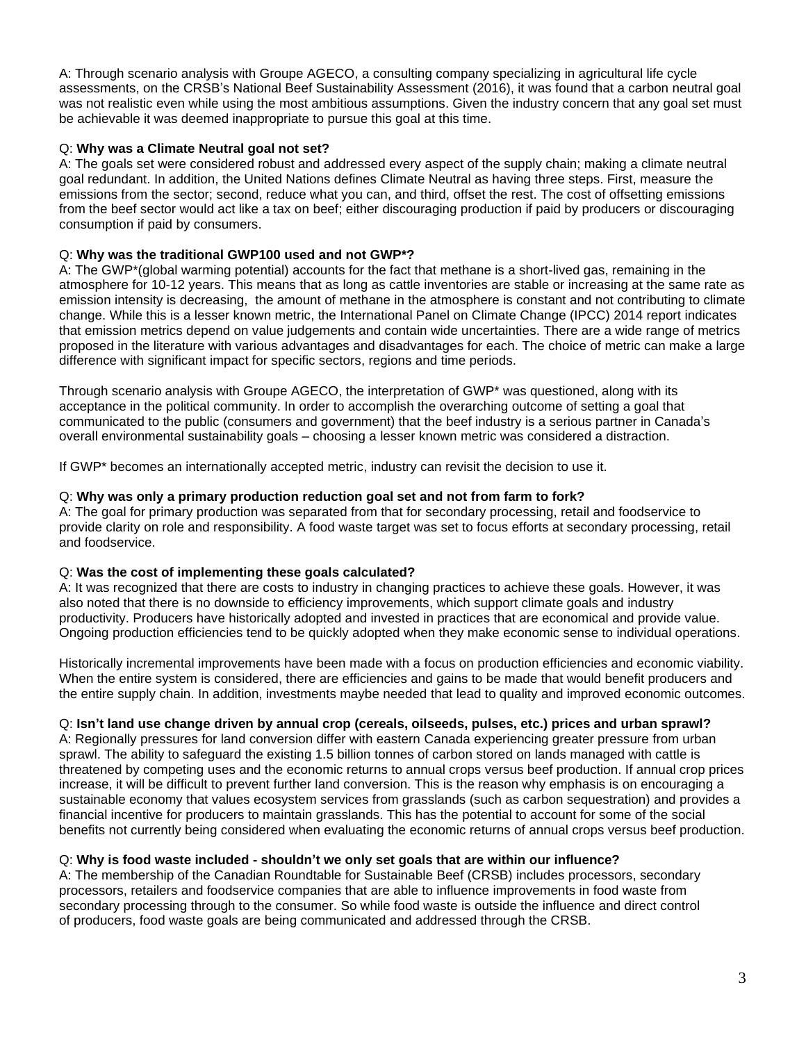A: Through scenario analysis with Groupe AGECO, a consulting company specializing in agricultural life cycle assessments, on the CRSB's National Beef Sustainability Assessment (2016), it was found that a carbon neutral goal was not realistic even while using the most ambitious assumptions. Given the industry concern that any goal set must be achievable it was deemed inappropriate to pursue this goal at this time.

Q: **Why was a Climate Neutral goal not set?**
A: The goals set were considered robust and addressed every aspect of the supply chain; making a climate neutral goal redundant. In addition, the United Nations defines Climate Neutral as having three steps. First, measure the emissions from the sector; second, reduce what you can, and third, offset the rest. The cost of offsetting emissions from the beef sector would act like a tax on beef; either discouraging production if paid by producers or discouraging consumption if paid by consumers.

Q: **Why was the traditional GWP100 used and not GWP*?**
A: The GWP*(global warming potential) accounts for the fact that methane is a short-lived gas, remaining in the atmosphere for 10-12 years. This means that as long as cattle inventories are stable or increasing at the same rate as emission intensity is decreasing, the amount of methane in the atmosphere is constant and not contributing to climate change. While this is a lesser known metric, the International Panel on Climate Change (IPCC) 2014 report indicates that emission metrics depend on value judgements and contain wide uncertainties. There are a wide range of metrics proposed in the literature with various advantages and disadvantages for each. The choice of metric can make a large difference with significant impact for specific sectors, regions and time periods.

Through scenario analysis with Groupe AGECO, the interpretation of GWP* was questioned, along with its acceptance in the political community. In order to accomplish the overarching outcome of setting a goal that communicated to the public (consumers and government) that the beef industry is a serious partner in Canada's overall environmental sustainability goals – choosing a lesser known metric was considered a distraction.

If GWP* becomes an internationally accepted metric, industry can revisit the decision to use it.

Q: **Why was only a primary production reduction goal set and not from farm to fork?**
A: The goal for primary production was separated from that for secondary processing, retail and foodservice to provide clarity on role and responsibility. A food waste target was set to focus efforts at secondary processing, retail and foodservice.

Q: **Was the cost of implementing these goals calculated?**
A: It was recognized that there are costs to industry in changing practices to achieve these goals. However, it was also noted that there is no downside to efficiency improvements, which support climate goals and industry productivity. Producers have historically adopted and invested in practices that are economical and provide value. Ongoing production efficiencies tend to be quickly adopted when they make economic sense to individual operations.

Historically incremental improvements have been made with a focus on production efficiencies and economic viability. When the entire system is considered, there are efficiencies and gains to be made that would benefit producers and the entire supply chain. In addition, investments maybe needed that lead to quality and improved economic outcomes.

Q: **Isn't land use change driven by annual crop (cereals, oilseeds, pulses, etc.) prices and urban sprawl?**
A: Regionally pressures for land conversion differ with eastern Canada experiencing greater pressure from urban sprawl. The ability to safeguard the existing 1.5 billion tonnes of carbon stored on lands managed with cattle is threatened by competing uses and the economic returns to annual crops versus beef production. If annual crop prices increase, it will be difficult to prevent further land conversion. This is the reason why emphasis is on encouraging a sustainable economy that values ecosystem services from grasslands (such as carbon sequestration) and provides a financial incentive for producers to maintain grasslands. This has the potential to account for some of the social benefits not currently being considered when evaluating the economic returns of annual crops versus beef production.

Q: **Why is food waste included - shouldn't we only set goals that are within our influence?**
A: The membership of the Canadian Roundtable for Sustainable Beef (CRSB) includes processors, secondary processors, retailers and foodservice companies that are able to influence improvements in food waste from secondary processing through to the consumer. So while food waste is outside the influence and direct control of producers, food waste goals are being communicated and addressed through the CRSB.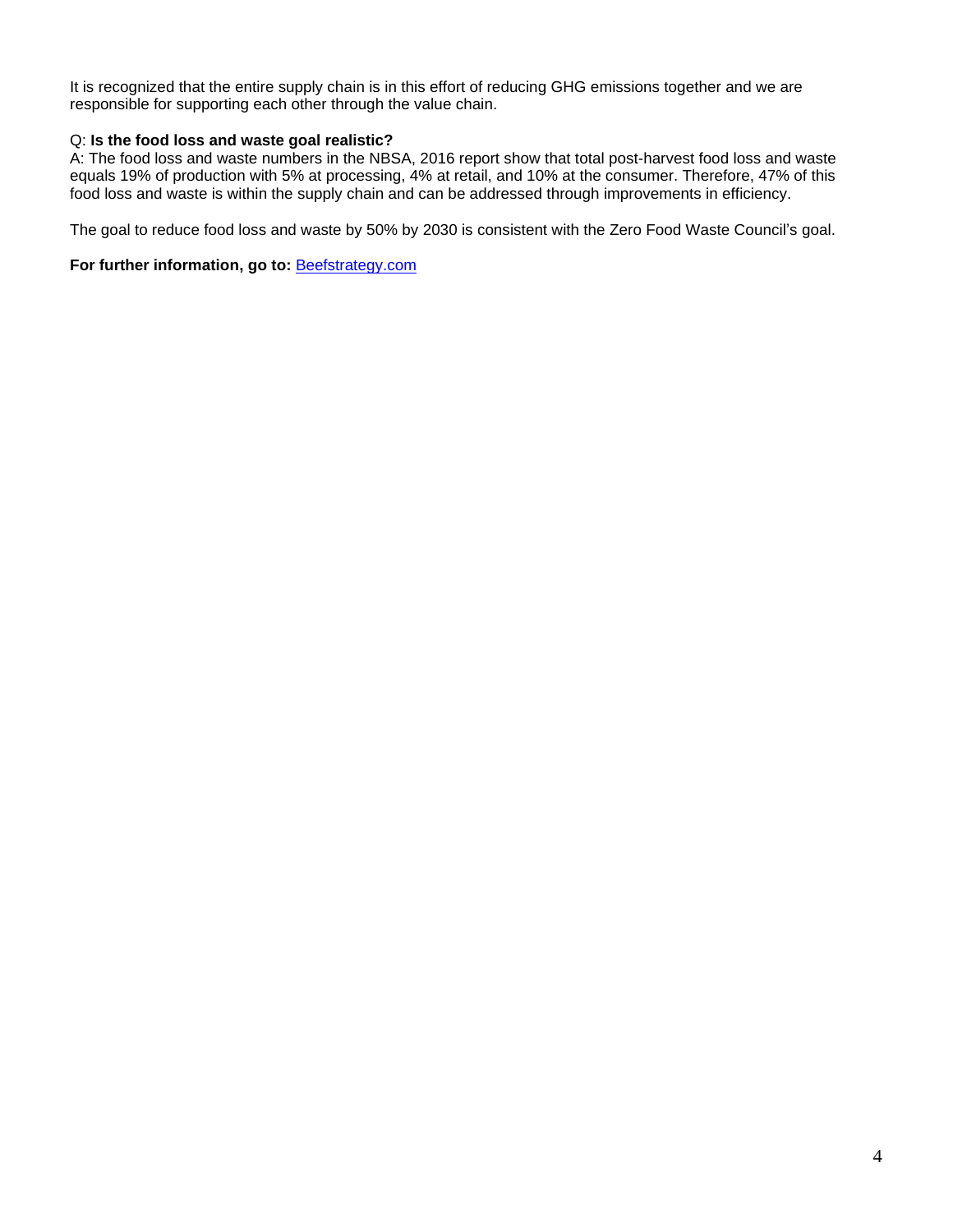It is recognized that the entire supply chain is in this effort of reducing GHG emissions together and we are responsible for supporting each other through the value chain.

Q: **Is the food loss and waste goal realistic?**
A: The food loss and waste numbers in the NBSA, 2016 report show that total post-harvest food loss and waste equals 19% of production with 5% at processing, 4% at retail, and 10% at the consumer. Therefore, 47% of this food loss and waste is within the supply chain and can be addressed through improvements in efficiency.

The goal to reduce food loss and waste by 50% by 2030 is consistent with the Zero Food Waste Council's goal.

**For further information, go to:** [Beefstrategy.com](Beefstrategy.com)